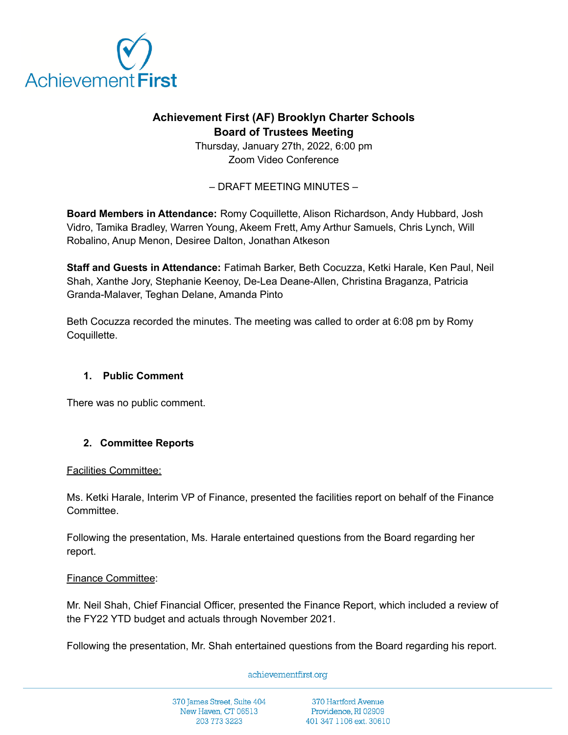# Achievement First (AF) Brooklyn Charter Schools
## Board of Trustees Meeting

Thursday, January 27th, 2022, 6:00 pm
Zoom Video Conference

– DRAFT MEETING MINUTES –

**Board Members in Attendance:** Romy Coquillette, Alison Richardson, Andy Hubbard, Josh Vidro, Tamika Bradley, Warren Young, Akeem Frett, Amy Arthur Samuels, Chris Lynch, Will Robalino, Anup Menon, Desiree Dalton, Jonathan Atkeson

**Staff and Guests in Attendance:** Fatimah Barker, Beth Cocuzza, Ketki Harale, Ken Paul, Neil Shah, Xanthe Jory, Stephanie Keenoy, De-Lea Deane-Allen, Christina Braganza, Patricia Granda-Malaver, Teghan Delane, Amanda Pinto

Beth Cocuzza recorded the minutes. The meeting was called to order at 6:08 pm by Romy Coquillette.

### 1. Public Comment

There was no public comment.

### 2. Committee Reports

Facilities Committee:

Ms. Ketki Harale, Interim VP of Finance, presented the facilities report on behalf of the Finance Committee.

Following the presentation, Ms. Harale entertained questions from the Board regarding her report.

Finance Committee:

Mr. Neil Shah, Chief Financial Officer, presented the Finance Report, which included a review of the FY22 YTD budget and actuals through November 2021.

Following the presentation, Mr. Shah entertained questions from the Board regarding his report.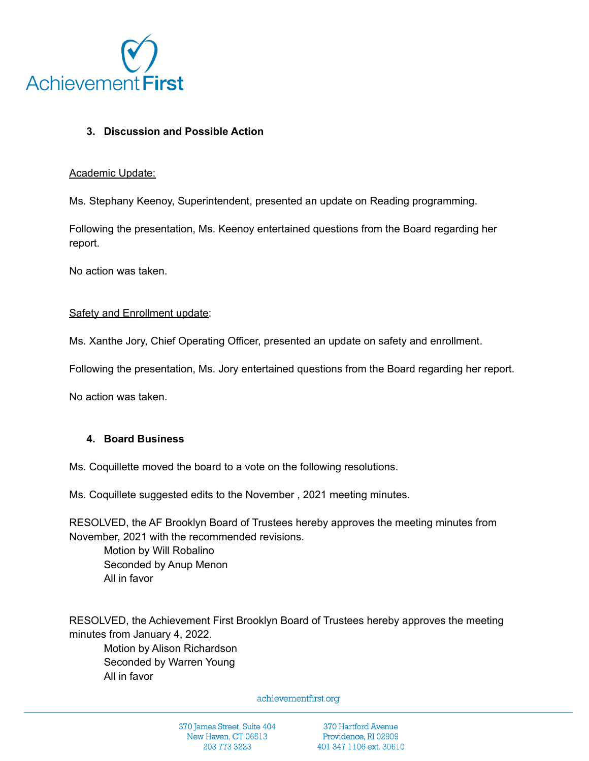### 3. Discussion and Possible Action

<u>Academic Update:</u>

Ms. Stephany Keenoy, Superintendent, presented an update on Reading programming.

Following the presentation, Ms. Keenoy entertained questions from the Board regarding her report.

No action was taken.

<u>Safety and Enrollment update</u>:

Ms. Xanthe Jory, Chief Operating Officer, presented an update on safety and enrollment.

Following the presentation, Ms. Jory entertained questions from the Board regarding her report.

No action was taken.

### 4. Board Business

Ms. Coquillette moved the board to a vote on the following resolutions.

Ms. Coquillete suggested edits to the November , 2021 meeting minutes.

RESOLVED, the AF Brooklyn Board of Trustees hereby approves the meeting minutes from November, 2021 with the recommended revisions.

Motion by Will Robalino
Seconded by Anup Menon
All in favor

RESOLVED, the Achievement First Brooklyn Board of Trustees hereby approves the meeting minutes from January 4, 2022.

Motion by Alison Richardson
Seconded by Warren Young
All in favor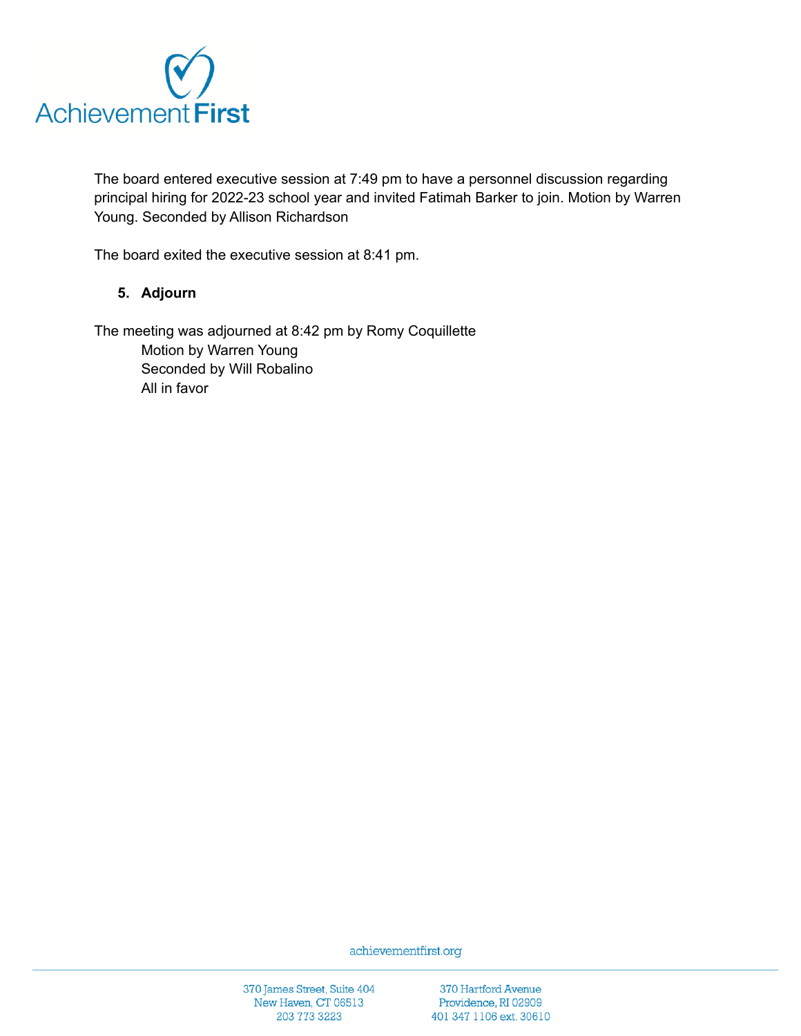The board entered executive session at 7:49 pm to have a personnel discussion regarding principal hiring for 2022-23 school year and invited Fatimah Barker to join. Motion by Warren Young. Seconded by Allison Richardson

The board exited the executive session at 8:41 pm.

5. **Adjourn**

The meeting was adjourned at 8:42 pm by Romy Coquillette

Motion by Warren Young
Seconded by Will Robalino
All in favor